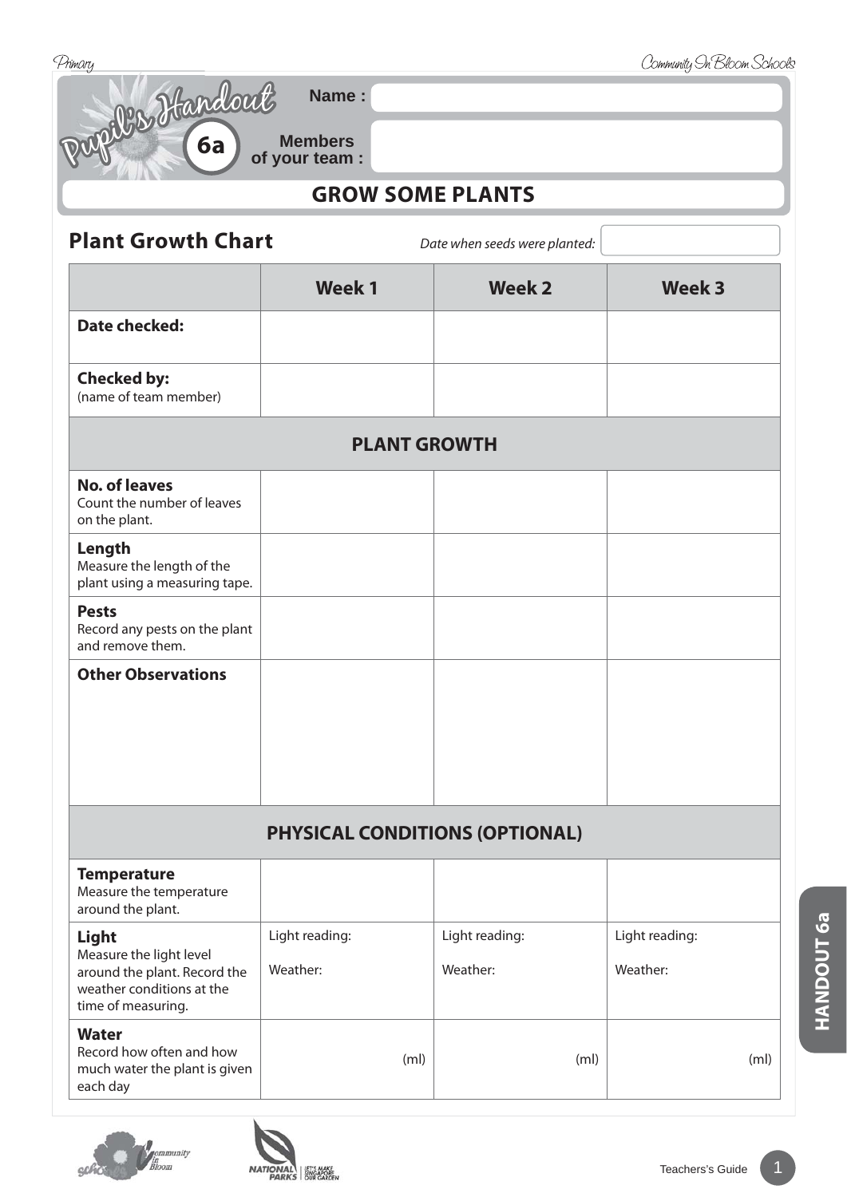# Pupil's Handout 6a

**Name :**

**Members of your team :**

## GROW SOME PLANTS

## Plant Growth Chart

*Date when seeds were planted:*

| | **Week 1** | **Week 2** | **Week 3** |
|---|---|---|---|
| **Date checked:** | | | |
| **Checked by:** (name of team member) | | | |
| **PLANT GROWTH** | | | |
| **No. of leaves** Count the number of leaves on the plant. | | | |
| **Length** Measure the length of the plant using a measuring tape. | | | |
| **Pests** Record any pests on the plant and remove them. | | | |
| **Other Observations** | | | |
| **PHYSICAL CONDITIONS (OPTIONAL)** | | | |
| **Temperature** Measure the temperature around the plant. | | | |
| **Light** Measure the light level around the plant. Record the weather conditions at the time of measuring. | Light reading: Weather: | Light reading: Weather: | Light reading: Weather: |
| **Water** Record how often and how much water the plant is given each day | (ml) | (ml) | (ml) |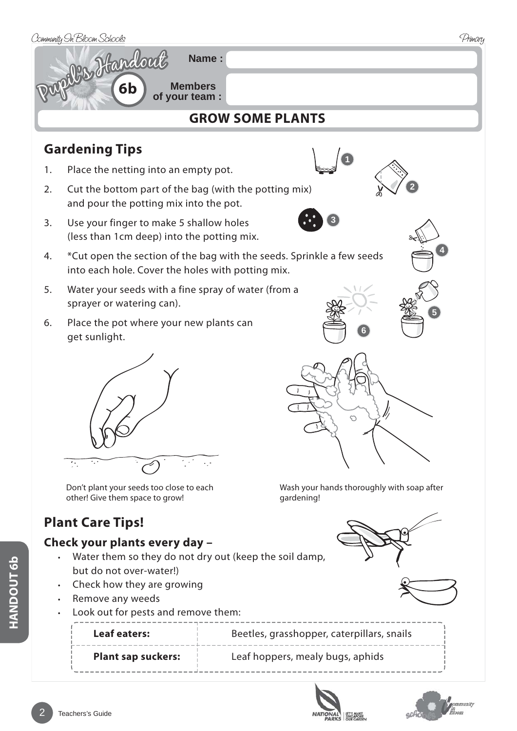Pupil's Handout 6b

Name :

Members of your team :

## GROW SOME PLANTS

## Gardening Tips

1. Place the netting into an empty pot.
2. Cut the bottom part of the bag (with the potting mix) and pour the potting mix into the pot.
3. Use your finger to make 5 shallow holes (less than 1cm deep) into the potting mix.
4. *Cut open the section of the bag with the seeds. Sprinkle a few seeds into each hole. Cover the holes with potting mix.
5. Water your seeds with a fine spray of water (from a sprayer or watering can).
6. Place the pot where your new plants can get sunlight.

Don't plant your seeds too close to each other! Give them space to grow!

Wash your hands thoroughly with soap after gardening!

## Plant Care Tips!

### Check your plants every day –

- Water them so they do not dry out (keep the soil damp, but do not over-water!)
- Check how they are growing
- Remove any weeds
- Look out for pests and remove them:

| | |
|---|---|
| **Leaf eaters:** | Beetles, grasshopper, caterpillars, snails |
| **Plant sap suckers:** | Leaf hoppers, mealy bugs, aphids |